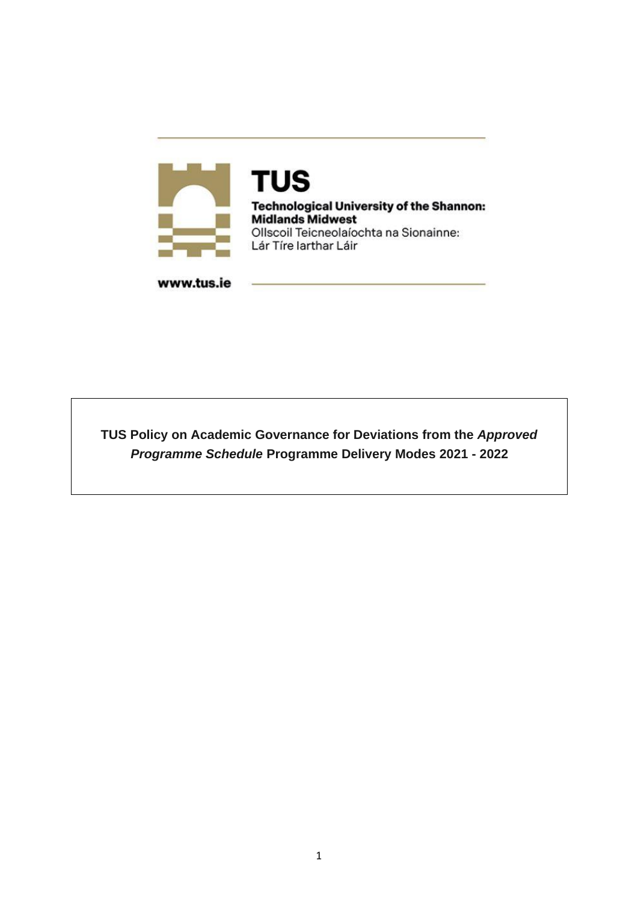**TUS**

**Technological University of the Shannon: Midlands Midwest**

Ollscoil Teicneolaíochta na Sionainne: Lár Tíre Iarthar Láir

www.tus.ie

# TUS Policy on Academic Governance for Deviations from the *Approved Programme Schedule* Programme Delivery Modes 2021 - 2022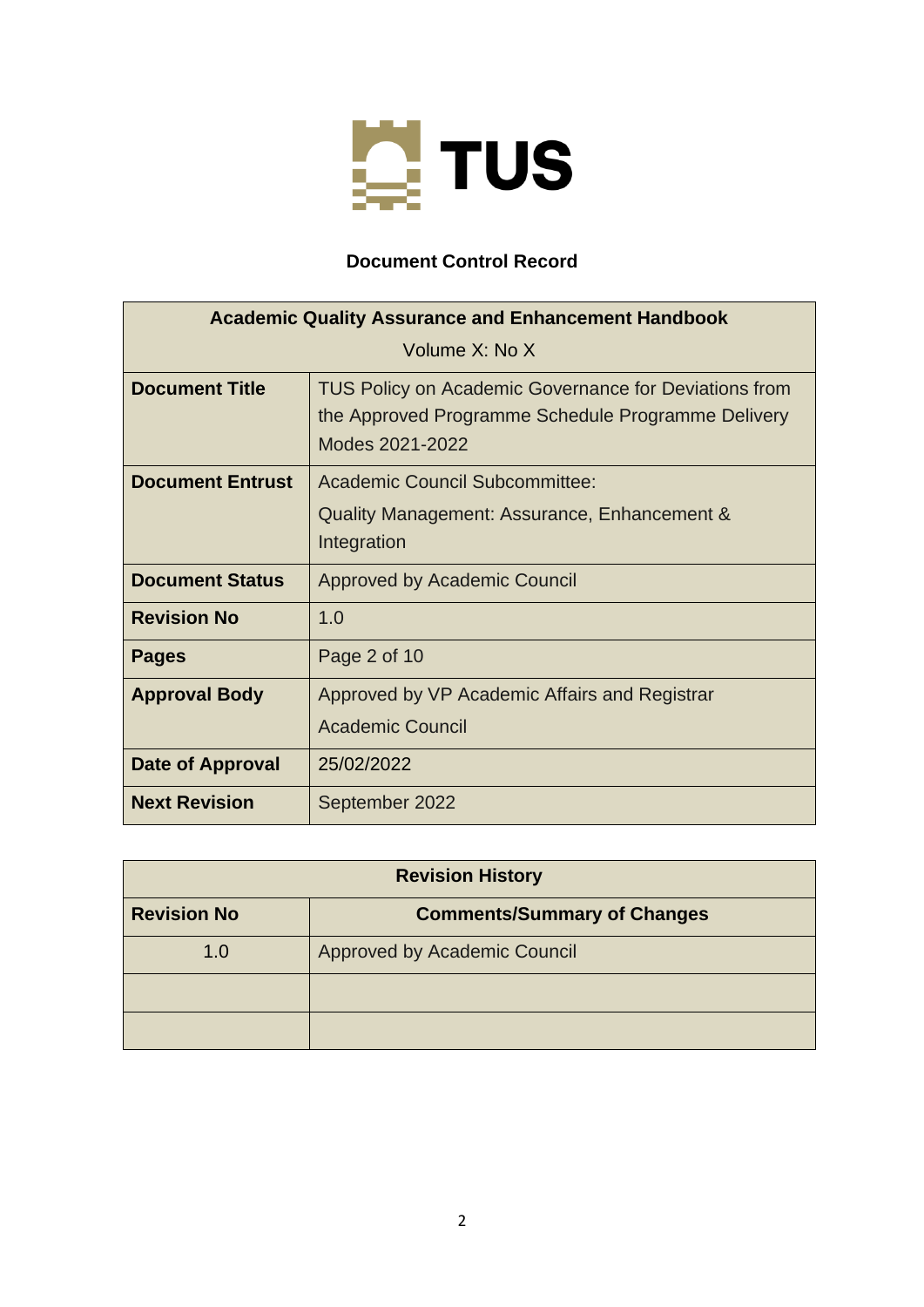**Document Control Record**

| Academic Quality Assurance and Enhancement Handbook<br>Volume X: No X | |
|---|---|
| **Document Title** | TUS Policy on Academic Governance for Deviations from the Approved Programme Schedule Programme Delivery Modes 2021-2022 |
| **Document Entrust** | Academic Council Subcommittee:<br>Quality Management: Assurance, Enhancement & Integration |
| **Document Status** | Approved by Academic Council |
| **Revision No** | 1.0 |
| **Pages** | Page 2 of 10 |
| **Approval Body** | Approved by VP Academic Affairs and Registrar<br>Academic Council |
| **Date of Approval** | 25/02/2022 |
| **Next Revision** | September 2022 |

| Revision History | |
|---|---|
| **Revision No** | **Comments/Summary of Changes** |
| 1.0 | Approved by Academic Council |
| | |
| | |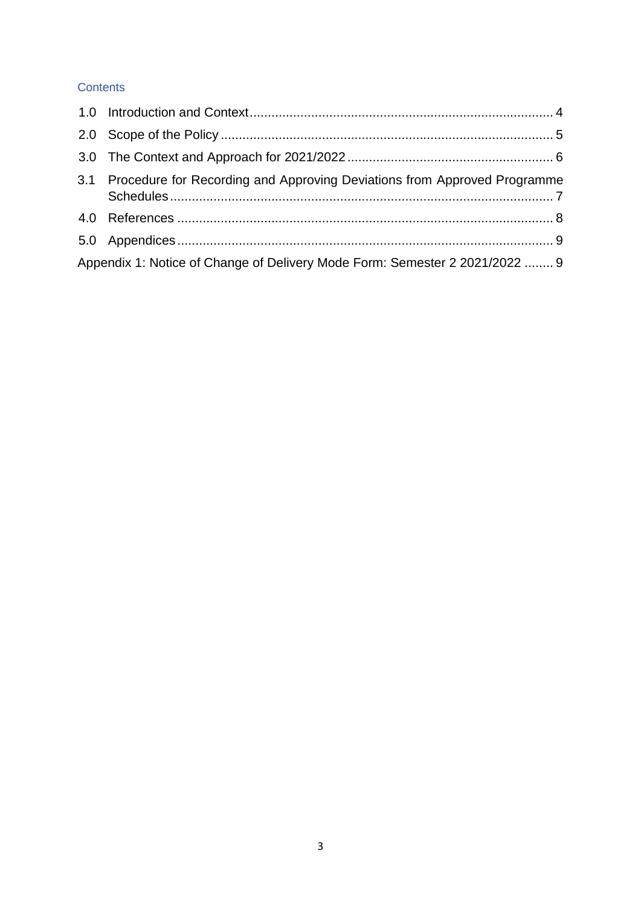## Contents

1.0 Introduction and Context .......... 4

2.0 Scope of the Policy .......... 5

3.0 The Context and Approach for 2021/2022 .......... 6

3.1 Procedure for Recording and Approving Deviations from Approved Programme Schedules .......... 7

4.0 References .......... 8

5.0 Appendices .......... 9

Appendix 1: Notice of Change of Delivery Mode Form: Semester 2 2021/2022 .......... 9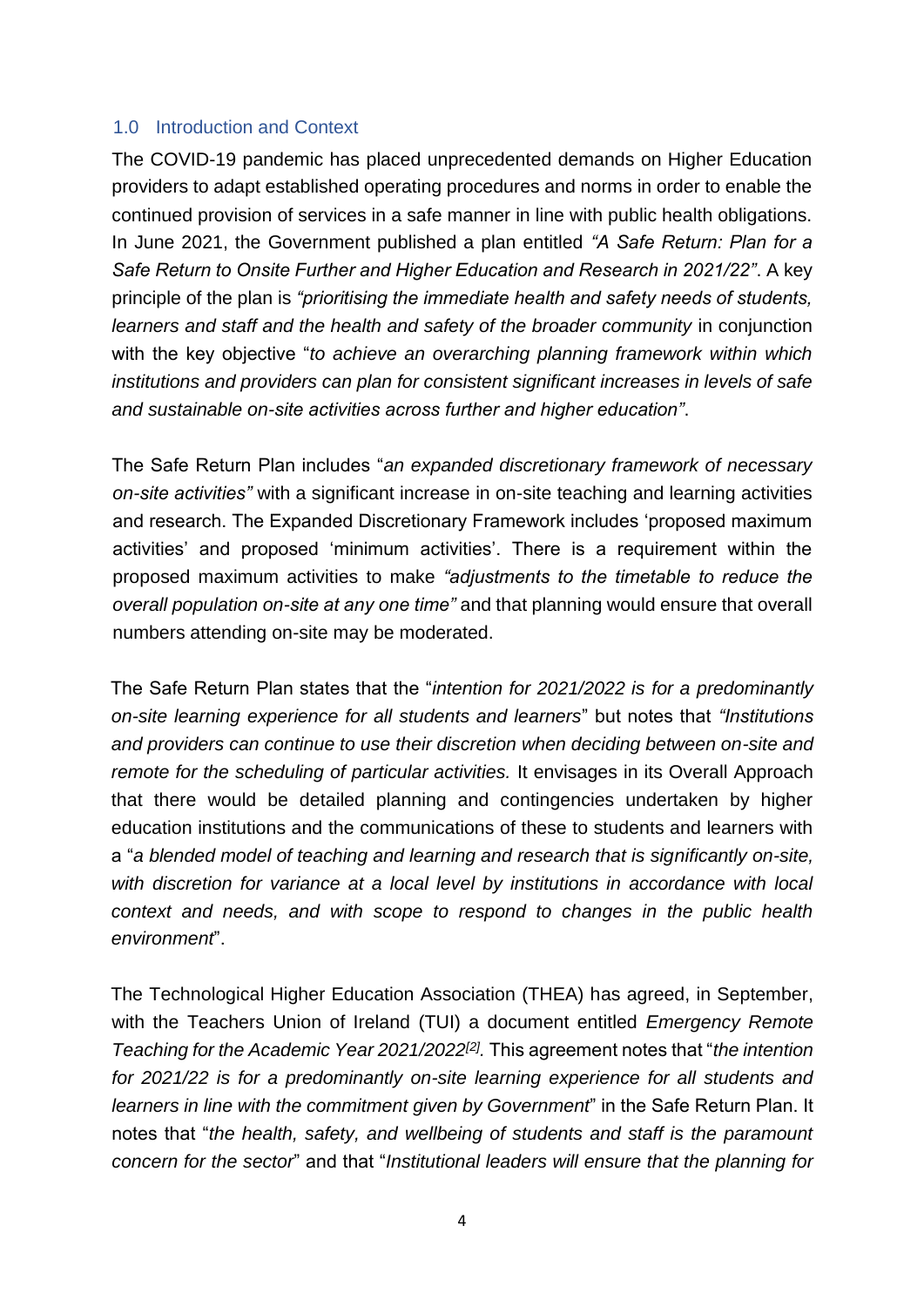## 1.0 Introduction and Context

The COVID-19 pandemic has placed unprecedented demands on Higher Education providers to adapt established operating procedures and norms in order to enable the continued provision of services in a safe manner in line with public health obligations. In June 2021, the Government published a plan entitled *"A Safe Return: Plan for a Safe Return to Onsite Further and Higher Education and Research in 2021/22"*. A key principle of the plan is *"prioritising the immediate health and safety needs of students, learners and staff and the health and safety of the broader community* in conjunction with the key objective "*to achieve an overarching planning framework within which institutions and providers can plan for consistent significant increases in levels of safe and sustainable on-site activities across further and higher education"*.

The Safe Return Plan includes "*an expanded discretionary framework of necessary on-site activities"* with a significant increase in on-site teaching and learning activities and research. The Expanded Discretionary Framework includes 'proposed maximum activities' and proposed 'minimum activities'. There is a requirement within the proposed maximum activities to make *"adjustments to the timetable to reduce the overall population on-site at any one time"* and that planning would ensure that overall numbers attending on-site may be moderated.

The Safe Return Plan states that the "*intention for 2021/2022 is for a predominantly on-site learning experience for all students and learners*" but notes that *"Institutions and providers can continue to use their discretion when deciding between on-site and remote for the scheduling of particular activities.* It envisages in its Overall Approach that there would be detailed planning and contingencies undertaken by higher education institutions and the communications of these to students and learners with a "*a blended model of teaching and learning and research that is significantly on-site, with discretion for variance at a local level by institutions in accordance with local context and needs, and with scope to respond to changes in the public health environment*".

The Technological Higher Education Association (THEA) has agreed, in September, with the Teachers Union of Ireland (TUI) a document entitled *Emergency Remote Teaching for the Academic Year 2021/2022*[2]. This agreement notes that "*the intention for 2021/22 is for a predominantly on-site learning experience for all students and learners in line with the commitment given by Government*" in the Safe Return Plan. It notes that "*the health, safety, and wellbeing of students and staff is the paramount concern for the sector*" and that "*Institutional leaders will ensure that the planning for*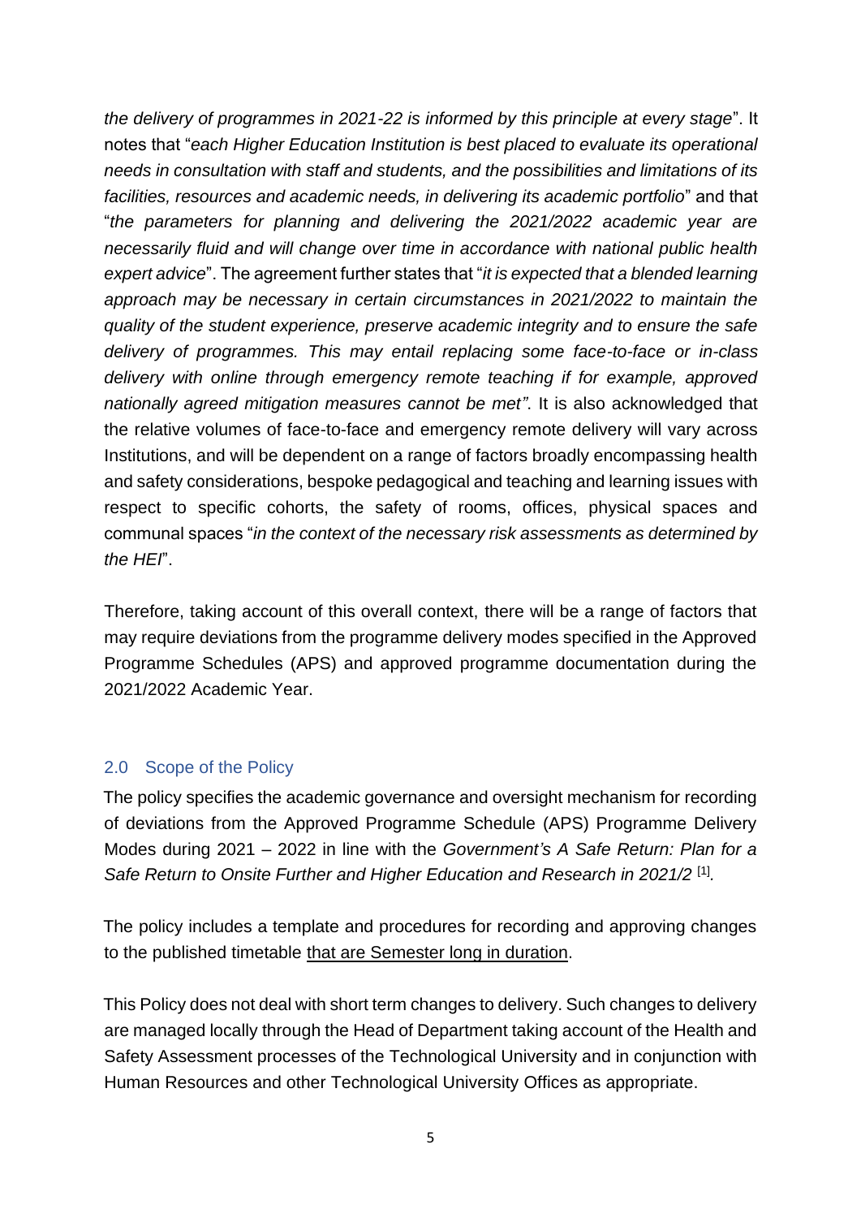*the delivery of programmes in 2021-22 is informed by this principle at every stage*". It notes that "*each Higher Education Institution is best placed to evaluate its operational needs in consultation with staff and students, and the possibilities and limitations of its facilities, resources and academic needs, in delivering its academic portfolio*" and that "*the parameters for planning and delivering the 2021/2022 academic year are necessarily fluid and will change over time in accordance with national public health expert advice*". The agreement further states that "*it is expected that a blended learning approach may be necessary in certain circumstances in 2021/2022 to maintain the quality of the student experience, preserve academic integrity and to ensure the safe delivery of programmes. This may entail replacing some face-to-face or in-class delivery with online through emergency remote teaching if for example, approved nationally agreed mitigation measures cannot be met"*. It is also acknowledged that the relative volumes of face-to-face and emergency remote delivery will vary across Institutions, and will be dependent on a range of factors broadly encompassing health and safety considerations, bespoke pedagogical and teaching and learning issues with respect to specific cohorts, the safety of rooms, offices, physical spaces and communal spaces "*in the context of the necessary risk assessments as determined by the HEI*".

Therefore, taking account of this overall context, there will be a range of factors that may require deviations from the programme delivery modes specified in the Approved Programme Schedules (APS) and approved programme documentation during the 2021/2022 Academic Year.

## 2.0 Scope of the Policy

The policy specifies the academic governance and oversight mechanism for recording of deviations from the Approved Programme Schedule (APS) Programme Delivery Modes during 2021 – 2022 in line with the *Government's A Safe Return: Plan for a Safe Return to Onsite Further and Higher Education and Research in 2021/2* [1].

The policy includes a template and procedures for recording and approving changes to the published timetable that are Semester long in duration.

This Policy does not deal with short term changes to delivery. Such changes to delivery are managed locally through the Head of Department taking account of the Health and Safety Assessment processes of the Technological University and in conjunction with Human Resources and other Technological University Offices as appropriate.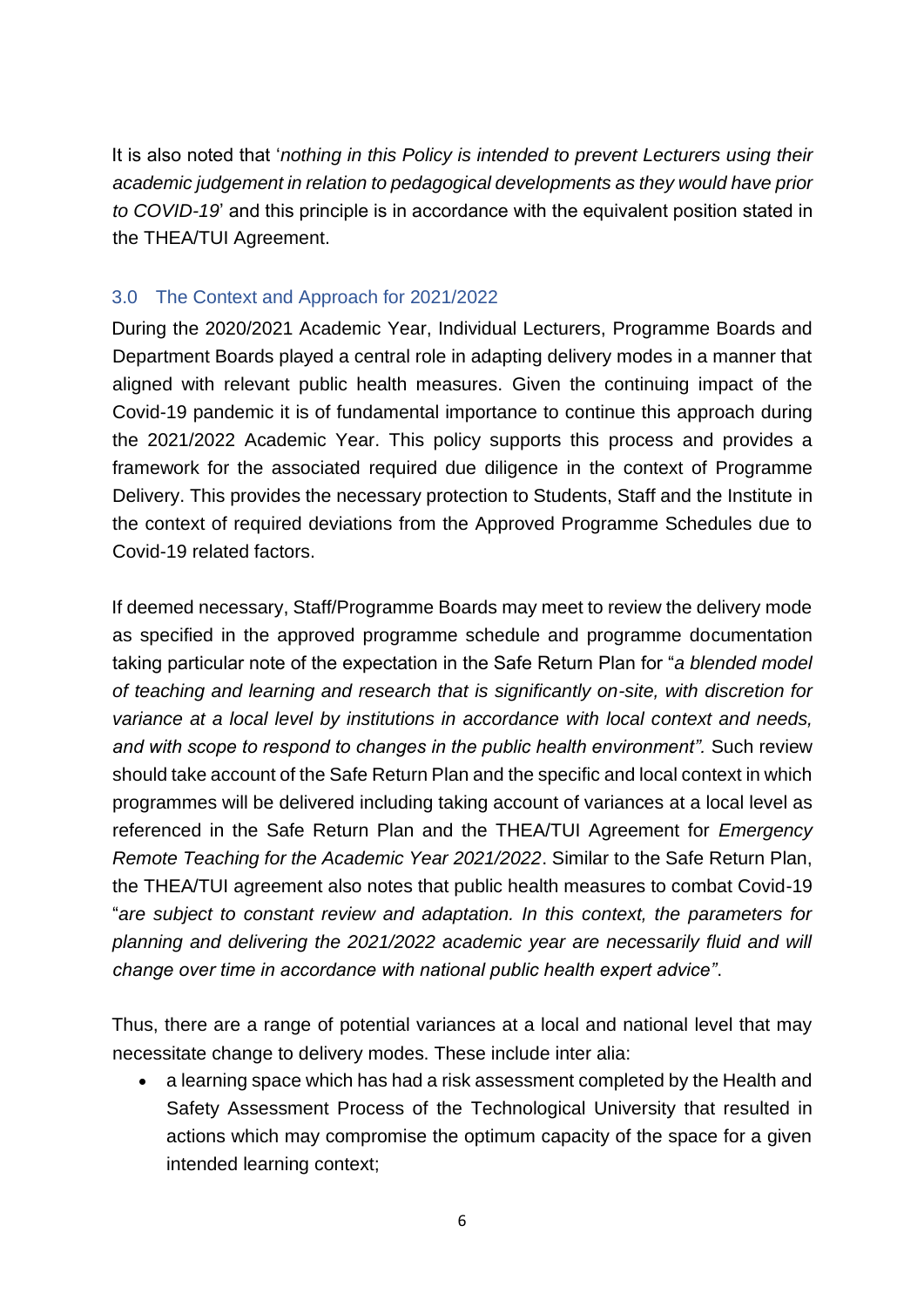It is also noted that '*nothing in this Policy is intended to prevent Lecturers using their academic judgement in relation to pedagogical developments as they would have prior to COVID-19*' and this principle is in accordance with the equivalent position stated in the THEA/TUI Agreement.

## 3.0 The Context and Approach for 2021/2022

During the 2020/2021 Academic Year, Individual Lecturers, Programme Boards and Department Boards played a central role in adapting delivery modes in a manner that aligned with relevant public health measures. Given the continuing impact of the Covid-19 pandemic it is of fundamental importance to continue this approach during the 2021/2022 Academic Year. This policy supports this process and provides a framework for the associated required due diligence in the context of Programme Delivery. This provides the necessary protection to Students, Staff and the Institute in the context of required deviations from the Approved Programme Schedules due to Covid-19 related factors.

If deemed necessary, Staff/Programme Boards may meet to review the delivery mode as specified in the approved programme schedule and programme documentation taking particular note of the expectation in the Safe Return Plan for "*a blended model of teaching and learning and research that is significantly on-site, with discretion for variance at a local level by institutions in accordance with local context and needs, and with scope to respond to changes in the public health environment".* Such review should take account of the Safe Return Plan and the specific and local context in which programmes will be delivered including taking account of variances at a local level as referenced in the Safe Return Plan and the THEA/TUI Agreement for *Emergency Remote Teaching for the Academic Year 2021/2022*. Similar to the Safe Return Plan, the THEA/TUI agreement also notes that public health measures to combat Covid-19 "*are subject to constant review and adaptation. In this context, the parameters for planning and delivering the 2021/2022 academic year are necessarily fluid and will change over time in accordance with national public health expert advice"*.

Thus, there are a range of potential variances at a local and national level that may necessitate change to delivery modes. These include inter alia:

- a learning space which has had a risk assessment completed by the Health and Safety Assessment Process of the Technological University that resulted in actions which may compromise the optimum capacity of the space for a given intended learning context;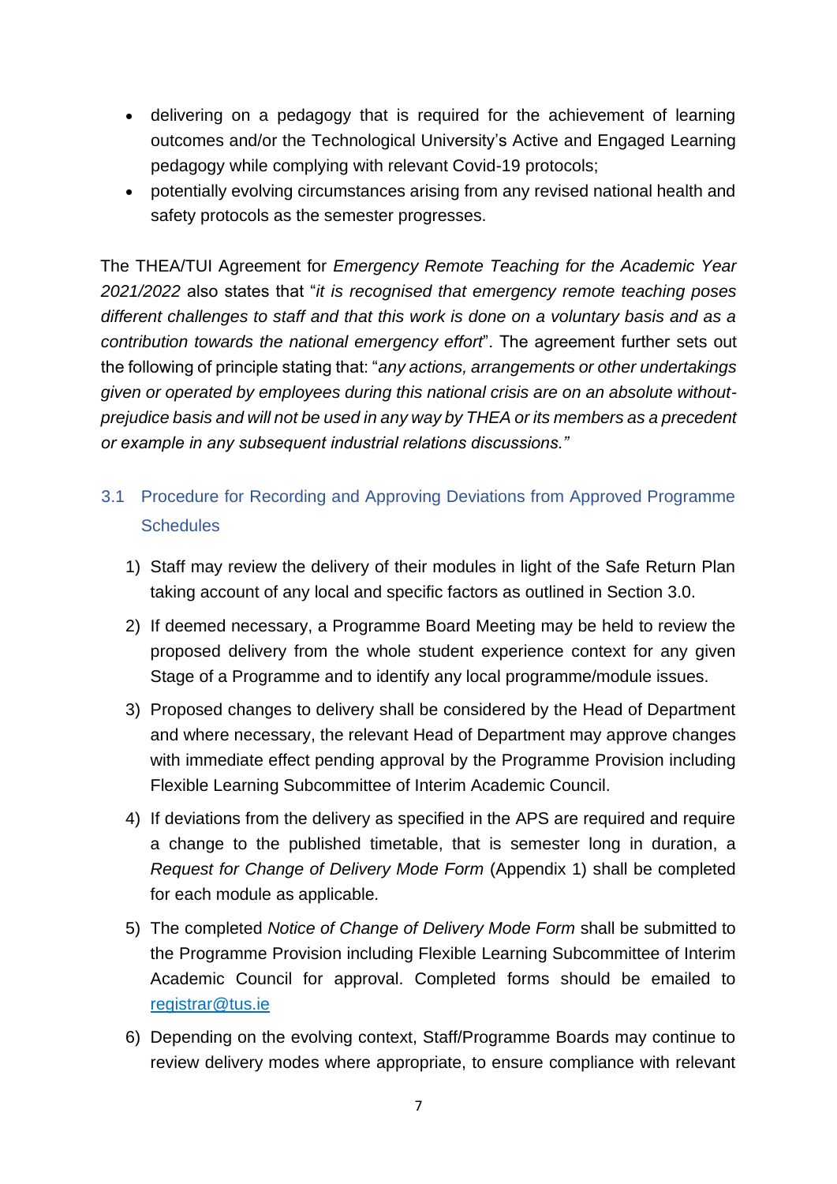- delivering on a pedagogy that is required for the achievement of learning outcomes and/or the Technological University's Active and Engaged Learning pedagogy while complying with relevant Covid-19 protocols;
- potentially evolving circumstances arising from any revised national health and safety protocols as the semester progresses.

The THEA/TUI Agreement for *Emergency Remote Teaching for the Academic Year 2021/2022* also states that "*it is recognised that emergency remote teaching poses different challenges to staff and that this work is done on a voluntary basis and as a contribution towards the national emergency effort*". The agreement further sets out the following of principle stating that: "*any actions, arrangements or other undertakings given or operated by employees during this national crisis are on an absolute without-prejudice basis and will not be used in any way by THEA or its members as a precedent or example in any subsequent industrial relations discussions.*"

## 3.1 Procedure for Recording and Approving Deviations from Approved Programme Schedules

1) Staff may review the delivery of their modules in light of the Safe Return Plan taking account of any local and specific factors as outlined in Section 3.0.
2) If deemed necessary, a Programme Board Meeting may be held to review the proposed delivery from the whole student experience context for any given Stage of a Programme and to identify any local programme/module issues.
3) Proposed changes to delivery shall be considered by the Head of Department and where necessary, the relevant Head of Department may approve changes with immediate effect pending approval by the Programme Provision including Flexible Learning Subcommittee of Interim Academic Council.
4) If deviations from the delivery as specified in the APS are required and require a change to the published timetable, that is semester long in duration, a *Request for Change of Delivery Mode Form* (Appendix 1) shall be completed for each module as applicable.
5) The completed *Notice of Change of Delivery Mode Form* shall be submitted to the Programme Provision including Flexible Learning Subcommittee of Interim Academic Council for approval. Completed forms should be emailed to registrar@tus.ie
6) Depending on the evolving context, Staff/Programme Boards may continue to review delivery modes where appropriate, to ensure compliance with relevant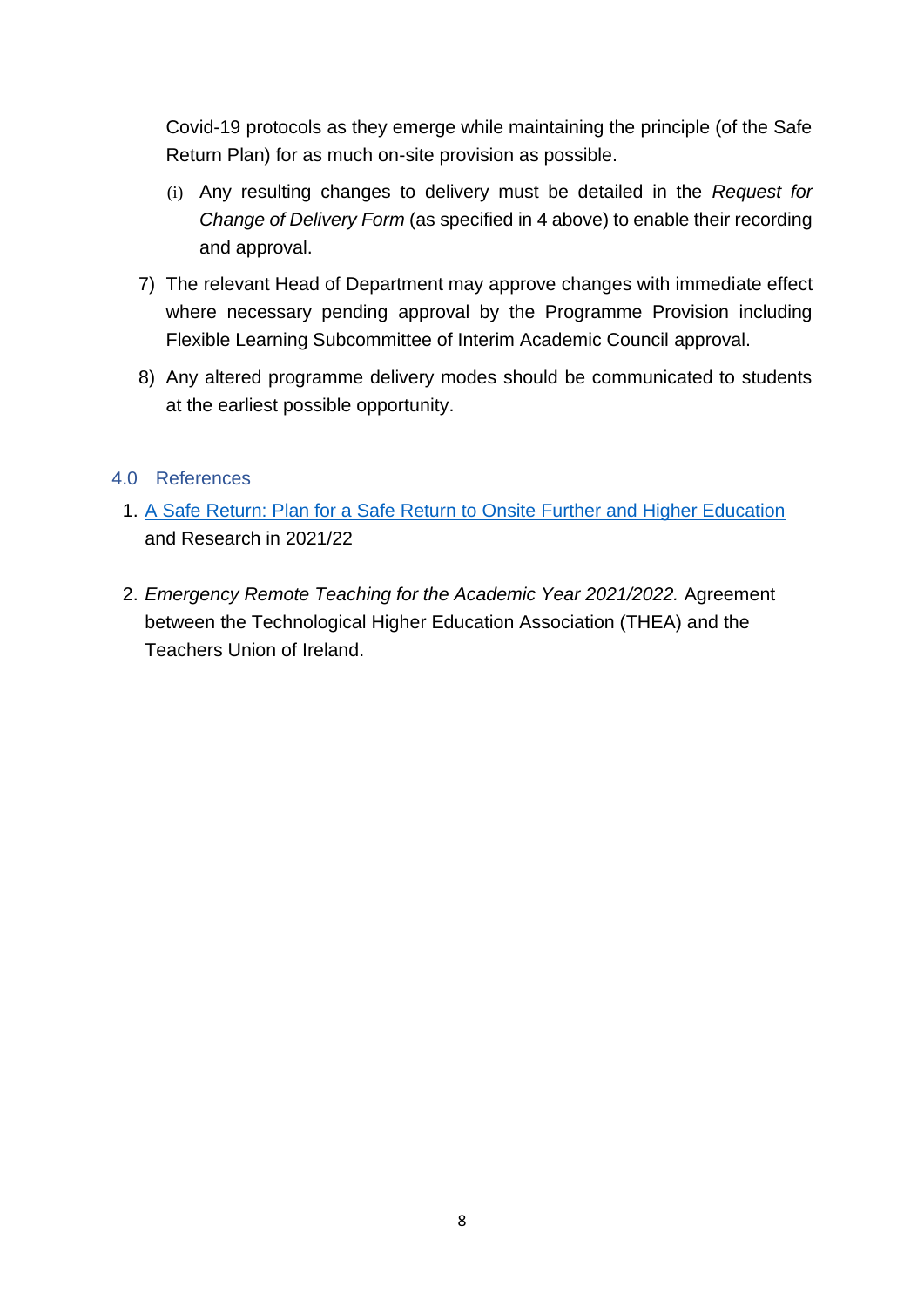Covid-19 protocols as they emerge while maintaining the principle (of the Safe Return Plan) for as much on-site provision as possible.

(i) Any resulting changes to delivery must be detailed in the *Request for Change of Delivery Form* (as specified in 4 above) to enable their recording and approval.

7) The relevant Head of Department may approve changes with immediate effect where necessary pending approval by the Programme Provision including Flexible Learning Subcommittee of Interim Academic Council approval.

8) Any altered programme delivery modes should be communicated to students at the earliest possible opportunity.

## 4.0 References

1. A Safe Return: Plan for a Safe Return to Onsite Further and Higher Education and Research in 2021/22

2. *Emergency Remote Teaching for the Academic Year 2021/2022.* Agreement between the Technological Higher Education Association (THEA) and the Teachers Union of Ireland.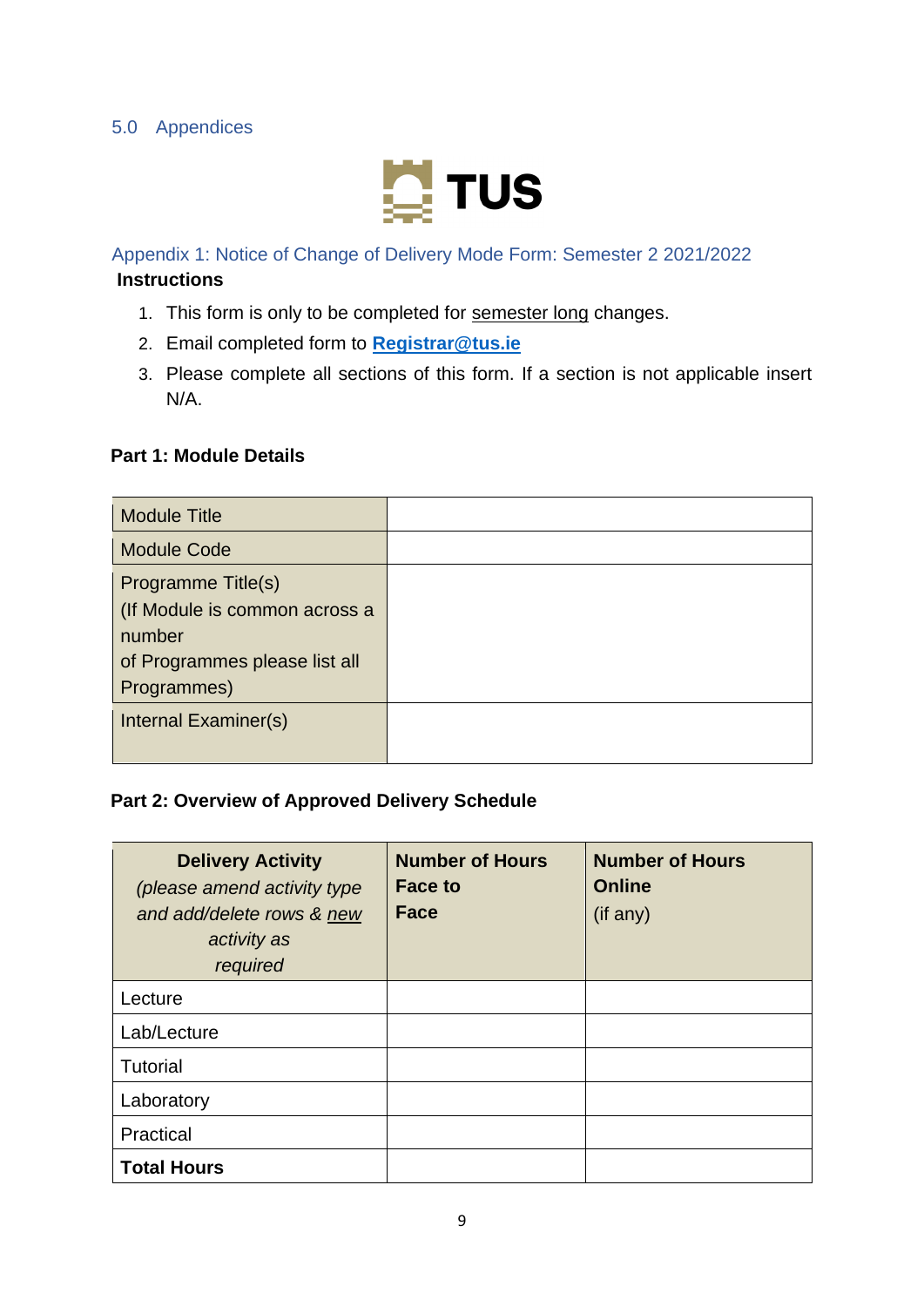## 5.0 Appendices

TUS

### Appendix 1: Notice of Change of Delivery Mode Form: Semester 2 2021/2022

**Instructions**

1. This form is only to be completed for semester long changes.
2. Email completed form to **Registrar@tus.ie**
3. Please complete all sections of this form. If a section is not applicable insert N/A.

**Part 1: Module Details**

| | |
|---|---|
| Module Title | |
| Module Code | |
| Programme Title(s) (If Module is common across a number of Programmes please list all Programmes) | |
| Internal Examiner(s) | |

**Part 2: Overview of Approved Delivery Schedule**

| **Delivery Activity** *(please amend activity type and add/delete rows & new activity as required)* | **Number of Hours Face to Face** | **Number of Hours Online** (if any) |
|---|---|---|
| Lecture | | |
| Lab/Lecture | | |
| Tutorial | | |
| Laboratory | | |
| Practical | | |
| **Total Hours** | | |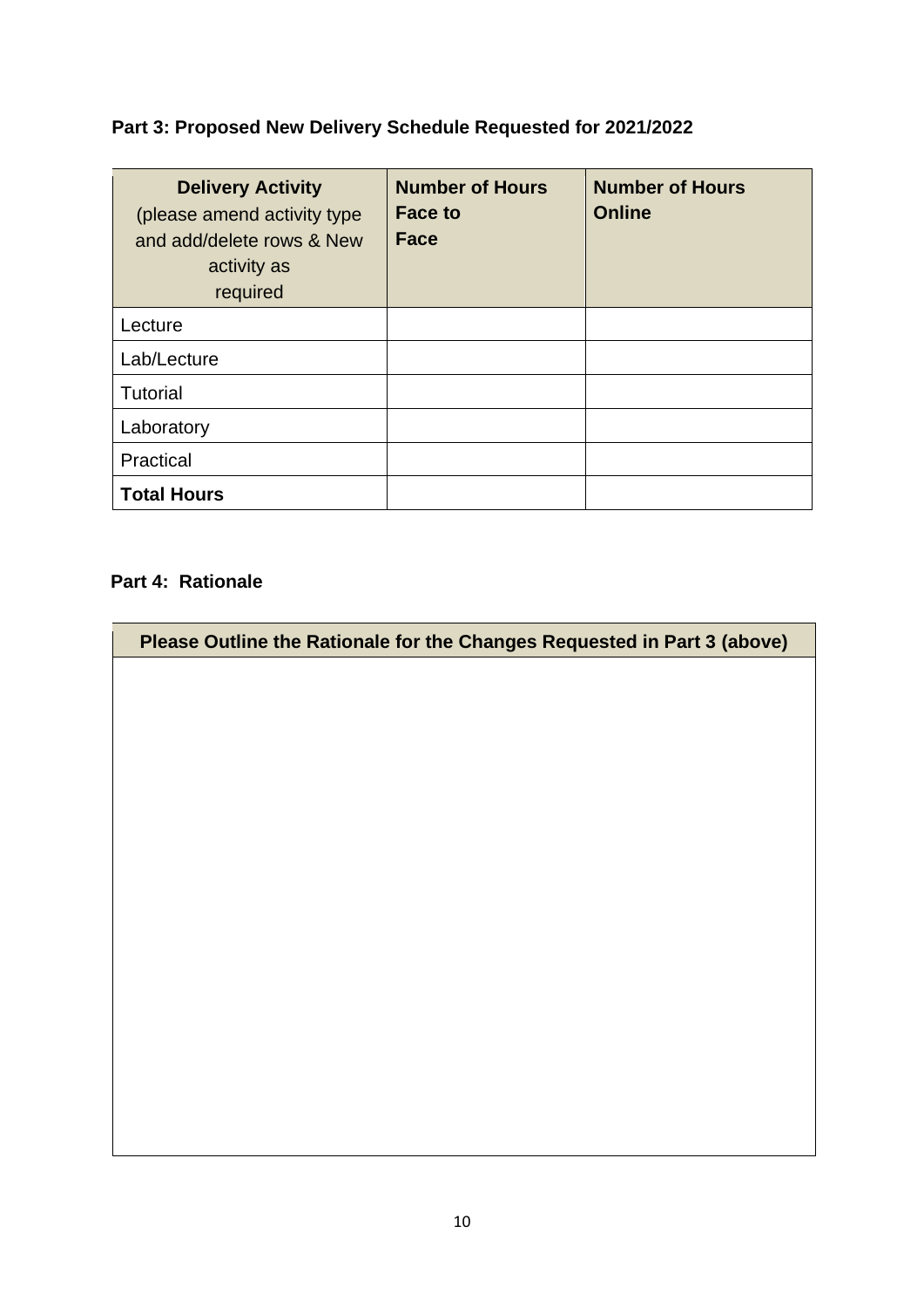**Part 3: Proposed New Delivery Schedule Requested for 2021/2022**

| **Delivery Activity** (please amend activity type and add/delete rows & New activity as required | **Number of Hours Face to Face** | **Number of Hours Online** |
|---|---|---|
| Lecture | | |
| Lab/Lecture | | |
| Tutorial | | |
| Laboratory | | |
| Practical | | |
| **Total Hours** | | |

**Part 4: Rationale**

| **Please Outline the Rationale for the Changes Requested in Part 3 (above)** |
|---|
| |